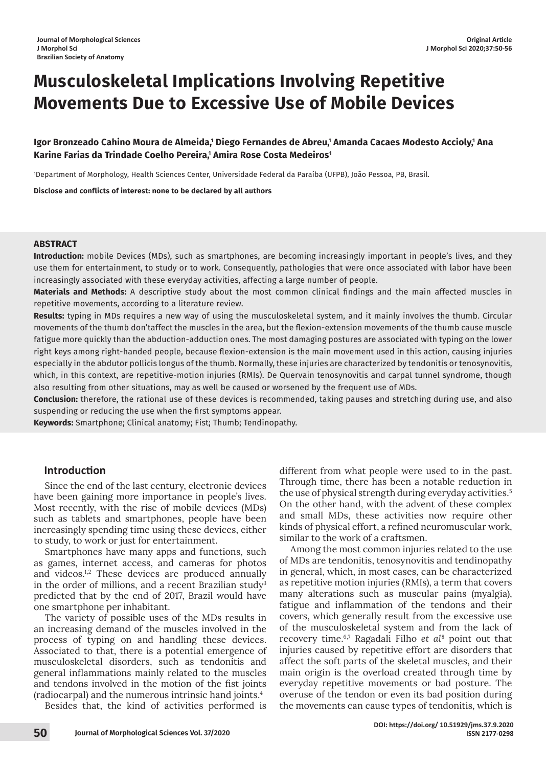# Musculoskeletal Implications Involving Repetitive Movements Due to Excessive Use of Mobile Devices

**Igor Bronzeado Cahino Moura de Almeida,[1] Diego Fernandes de Abreu,[1] Amanda Cacaes Modesto Accioly,[1] Ana Karine Farias da Trindade Coelho Pereira,[1] Amira Rose Costa Medeiros[1]**

[1]Department of Morphology, Health Sciences Center, Universidade Federal da Paraíba (UFPB), João Pessoa, PB, Brasil.

**Disclose and conflicts of interest: none to be declared by all authors**

## ABSTRACT

**Introduction:** mobile Devices (MDs), such as smartphones, are becoming increasingly important in people's lives, and they use them for entertainment, to study or to work. Consequently, pathologies that were once associated with labor have been increasingly associated with these everyday activities, affecting a large number of people.

**Materials and Methods:** A descriptive study about the most common clinical findings and the main affected muscles in repetitive movements, according to a literature review.

**Results:** typing in MDs requires a new way of using the musculoskeletal system, and it mainly involves the thumb. Circular movements of the thumb don'taffect the muscles in the area, but the flexion-extension movements of the thumb cause muscle fatigue more quickly than the abduction-adduction ones. The most damaging postures are associated with typing on the lower right keys among right-handed people, because flexion-extension is the main movement used in this action, causing injuries especially in the abdutor pollicis longus of the thumb. Normally, these injuries are characterized by tendonitis or tenosynovitis, which, in this context, are repetitive-motion injuries (RMIs). De Quervain tenosynovitis and carpal tunnel syndrome, though also resulting from other situations, may as well be caused or worsened by the frequent use of MDs.

**Conclusion:** therefore, the rational use of these devices is recommended, taking pauses and stretching during use, and also suspending or reducing the use when the first symptoms appear.

**Keywords:** Smartphone; Clinical anatomy; Fist; Thumb; Tendinopathy.

## Introduction

Since the end of the last century, electronic devices have been gaining more importance in people's lives. Most recently, with the rise of mobile devices (MDs) such as tablets and smartphones, people have been increasingly spending time using these devices, either to study, to work or just for entertainment.

Smartphones have many apps and functions, such as games, internet access, and cameras for photos and videos.[1,2] These devices are produced annually in the order of millions, and a recent Brazilian study[3] predicted that by the end of 2017, Brazil would have one smartphone per inhabitant.

The variety of possible uses of the MDs results in an increasing demand of the muscles involved in the process of typing on and handling these devices. Associated to that, there is a potential emergence of musculoskeletal disorders, such as tendonitis and general inflammations mainly related to the muscles and tendons involved in the motion of the fist joints (radiocarpal) and the numerous intrinsic hand joints.[4]

Besides that, the kind of activities performed is different from what people were used to in the past. Through time, there has been a notable reduction in the use of physical strength during everyday activities.[5] On the other hand, with the advent of these complex and small MDs, these activities now require other kinds of physical effort, a refined neuromuscular work, similar to the work of a craftsmen.

Among the most common injuries related to the use of MDs are tendonitis, tenosynovitis and tendinopathy in general, which, in most cases, can be characterized as repetitive motion injuries (RMIs), a term that covers many alterations such as muscular pains (myalgia), fatigue and inflammation of the tendons and their covers, which generally result from the excessive use of the musculoskeletal system and from the lack of recovery time.[6,7] Ragadali Filho *et al*[8] point out that injuries caused by repetitive effort are disorders that affect the soft parts of the skeletal muscles, and their main origin is the overload created through time by everyday repetitive movements or bad posture. The overuse of the tendon or even its bad position during the movements can cause types of tendonitis, which is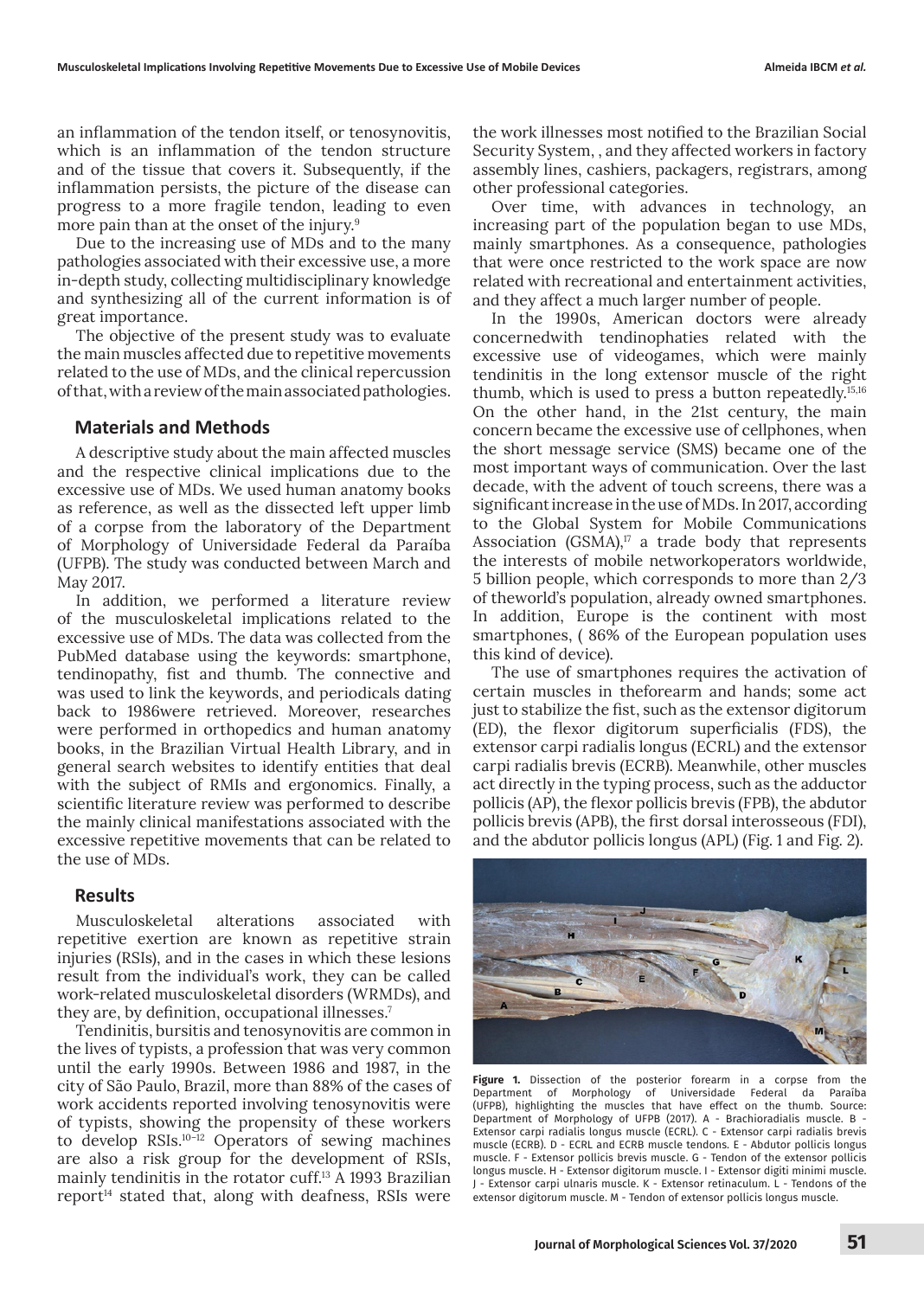an inflammation of the tendon itself, or tenosynovitis, which is an inflammation of the tendon structure and of the tissue that covers it. Subsequently, if the inflammation persists, the picture of the disease can progress to a more fragile tendon, leading to even more pain than at the onset of the injury.[9]

Due to the increasing use of MDs and to the many pathologies associated with their excessive use, a more in-depth study, collecting multidisciplinary knowledge and synthesizing all of the current information is of great importance.

The objective of the present study was to evaluate the main muscles affected due to repetitive movements related to the use of MDs, and the clinical repercussion of that, with a review of the main associated pathologies.

## Materials and Methods

A descriptive study about the main affected muscles and the respective clinical implications due to the excessive use of MDs. We used human anatomy books as reference, as well as the dissected left upper limb of a corpse from the laboratory of the Department of Morphology of Universidade Federal da Paraíba (UFPB). The study was conducted between March and May 2017.

In addition, we performed a literature review of the musculoskeletal implications related to the excessive use of MDs. The data was collected from the PubMed database using the keywords: smartphone, tendinopathy, fist and thumb. The connective and was used to link the keywords, and periodicals dating back to 1986were retrieved. Moreover, researches were performed in orthopedics and human anatomy books, in the Brazilian Virtual Health Library, and in general search websites to identify entities that deal with the subject of RMIs and ergonomics. Finally, a scientific literature review was performed to describe the mainly clinical manifestations associated with the excessive repetitive movements that can be related to the use of MDs.

## Results

Musculoskeletal alterations associated with repetitive exertion are known as repetitive strain injuries (RSIs), and in the cases in which these lesions result from the individual's work, they can be called work-related musculoskeletal disorders (WRMDs), and they are, by definition, occupational illnesses.[7]

Tendinitis, bursitis and tenosynovitis are common in the lives of typists, a profession that was very common until the early 1990s. Between 1986 and 1987, in the city of São Paulo, Brazil, more than 88% of the cases of work accidents reported involving tenosynovitis were of typists, showing the propensity of these workers to develop RSIs.[10–12] Operators of sewing machines are also a risk group for the development of RSIs, mainly tendinitis in the rotator cuff.[13] A 1993 Brazilian report[14] stated that, along with deafness, RSIs were the work illnesses most notified to the Brazilian Social Security System, , and they affected workers in factory assembly lines, cashiers, packagers, registrars, among other professional categories.

Over time, with advances in technology, an increasing part of the population began to use MDs, mainly smartphones. As a consequence, pathologies that were once restricted to the work space are now related with recreational and entertainment activities, and they affect a much larger number of people.

In the 1990s, American doctors were already concernedwith tendinophaties related with the excessive use of videogames, which were mainly tendinitis in the long extensor muscle of the right thumb, which is used to press a button repeatedly.[15,16] On the other hand, in the 21st century, the main concern became the excessive use of cellphones, when the short message service (SMS) became one of the most important ways of communication. Over the last decade, with the advent of touch screens, there was a significant increase in the use of MDs. In 2017, according to the Global System for Mobile Communications Association (GSMA),[17] a trade body that represents the interests of mobile networkoperators worldwide, 5 billion people, which corresponds to more than 2/3 of theworld's population, already owned smartphones. In addition, Europe is the continent with most smartphones, ( 86% of the European population uses this kind of device).

The use of smartphones requires the activation of certain muscles in theforearm and hands; some act just to stabilize the fist, such as the extensor digitorum (ED), the flexor digitorum superficialis (FDS), the extensor carpi radialis longus (ECRL) and the extensor carpi radialis brevis (ECRB). Meanwhile, other muscles act directly in the typing process, such as the adductor pollicis (AP), the flexor pollicis brevis (FPB), the abdutor pollicis brevis (APB), the first dorsal interosseous (FDI), and the abdutor pollicis longus (APL) (Fig. 1 and Fig. 2).

**Figure 1.** Dissection of the posterior forearm in a corpse from the Department of Morphology of Universidade Federal da Paraíba (UFPB), highlighting the muscles that have effect on the thumb. Source: Department of Morphology of UFPB (2017). A - Brachioradialis muscle. B - Extensor carpi radialis longus muscle (ECRL). C - Extensor carpi radialis brevis muscle (ECRB). D - ECRL and ECRB muscle tendons. E - Abdutor pollicis longus muscle. F - Extensor pollicis brevis muscle. G - Tendon of the extensor pollicis longus muscle. H - Extensor digitorum muscle. I - Extensor digiti minimi muscle. J - Extensor carpi ulnaris muscle. K - Extensor retinaculum. L - Tendons of the extensor digitorum muscle. M - Tendon of extensor pollicis longus muscle.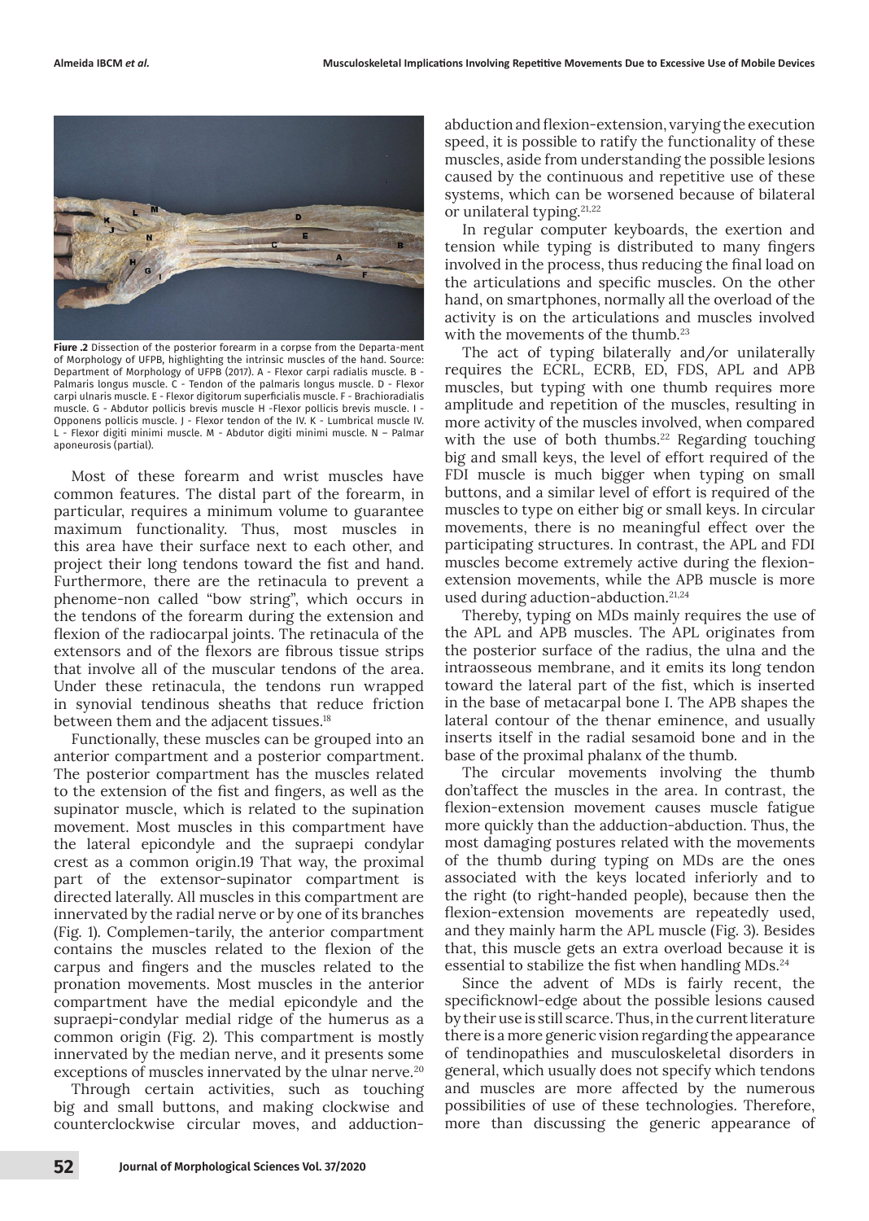**Fiure .2** Dissection of the posterior forearm in a corpse from the Departa-ment of Morphology of UFPB, highlighting the intrinsic muscles of the hand. Source: Department of Morphology of UFPB (2017). A - Flexor carpi radialis muscle. B - Palmaris longus muscle. C - Tendon of the palmaris longus muscle. D - Flexor carpi ulnaris muscle. E - Flexor digitorum superficialis muscle. F - Brachioradialis muscle. G - Abdutor pollicis brevis muscle H -Flexor pollicis brevis muscle. I - Opponens pollicis muscle. J - Flexor tendon of the IV. K - Lumbrical muscle IV. L - Flexor digiti minimi muscle. M - Abdutor digiti minimi muscle. N – Palmar aponeurosis (partial).

Most of these forearm and wrist muscles have common features. The distal part of the forearm, in particular, requires a minimum volume to guarantee maximum functionality. Thus, most muscles in this area have their surface next to each other, and project their long tendons toward the fist and hand. Furthermore, there are the retinacula to prevent a phenome-non called "bow string", which occurs in the tendons of the forearm during the extension and flexion of the radiocarpal joints. The retinacula of the extensors and of the flexors are fibrous tissue strips that involve all of the muscular tendons of the area. Under these retinacula, the tendons run wrapped in synovial tendinous sheaths that reduce friction between them and the adjacent tissues.[18]

Functionally, these muscles can be grouped into an anterior compartment and a posterior compartment. The posterior compartment has the muscles related to the extension of the fist and fingers, as well as the supinator muscle, which is related to the supination movement. Most muscles in this compartment have the lateral epicondyle and the supraepi condylar crest as a common origin.19 That way, the proximal part of the extensor-supinator compartment is directed laterally. All muscles in this compartment are innervated by the radial nerve or by one of its branches (Fig. 1). Complemen-tarily, the anterior compartment contains the muscles related to the flexion of the carpus and fingers and the muscles related to the pronation movements. Most muscles in the anterior compartment have the medial epicondyle and the supraepi-condylar medial ridge of the humerus as a common origin (Fig. 2). This compartment is mostly innervated by the median nerve, and it presents some exceptions of muscles innervated by the ulnar nerve.[20]

Through certain activities, such as touching big and small buttons, and making clockwise and counterclockwise circular moves, and adduction-abduction and flexion-extension, varying the execution speed, it is possible to ratify the functionality of these muscles, aside from understanding the possible lesions caused by the continuous and repetitive use of these systems, which can be worsened because of bilateral or unilateral typing.[21,22]

In regular computer keyboards, the exertion and tension while typing is distributed to many fingers involved in the process, thus reducing the final load on the articulations and specific muscles. On the other hand, on smartphones, normally all the overload of the activity is on the articulations and muscles involved with the movements of the thumb.[23]

The act of typing bilaterally and/or unilaterally requires the ECRL, ECRB, ED, FDS, APL and APB muscles, but typing with one thumb requires more amplitude and repetition of the muscles, resulting in more activity of the muscles involved, when compared with the use of both thumbs.[22] Regarding touching big and small keys, the level of effort required of the FDI muscle is much bigger when typing on small buttons, and a similar level of effort is required of the muscles to type on either big or small keys. In circular movements, there is no meaningful effect over the participating structures. In contrast, the APL and FDI muscles become extremely active during the flexion-extension movements, while the APB muscle is more used during aduction-abduction.[21,24]

Thereby, typing on MDs mainly requires the use of the APL and APB muscles. The APL originates from the posterior surface of the radius, the ulna and the intraosseous membrane, and it emits its long tendon toward the lateral part of the fist, which is inserted in the base of metacarpal bone I. The APB shapes the lateral contour of the thenar eminence, and usually inserts itself in the radial sesamoid bone and in the base of the proximal phalanx of the thumb.

The circular movements involving the thumb don'taffect the muscles in the area. In contrast, the flexion-extension movement causes muscle fatigue more quickly than the adduction-abduction. Thus, the most damaging postures related with the movements of the thumb during typing on MDs are the ones associated with the keys located inferiorly and to the right (to right-handed people), because then the flexion-extension movements are repeatedly used, and they mainly harm the APL muscle (Fig. 3). Besides that, this muscle gets an extra overload because it is essential to stabilize the fist when handling MDs.[24]

Since the advent of MDs is fairly recent, the specificknowl-edge about the possible lesions caused by their use is still scarce. Thus, in the current literature there is a more generic vision regarding the appearance of tendinopathies and musculoskeletal disorders in general, which usually does not specify which tendons and muscles are more affected by the numerous possibilities of use of these technologies. Therefore, more than discussing the generic appearance of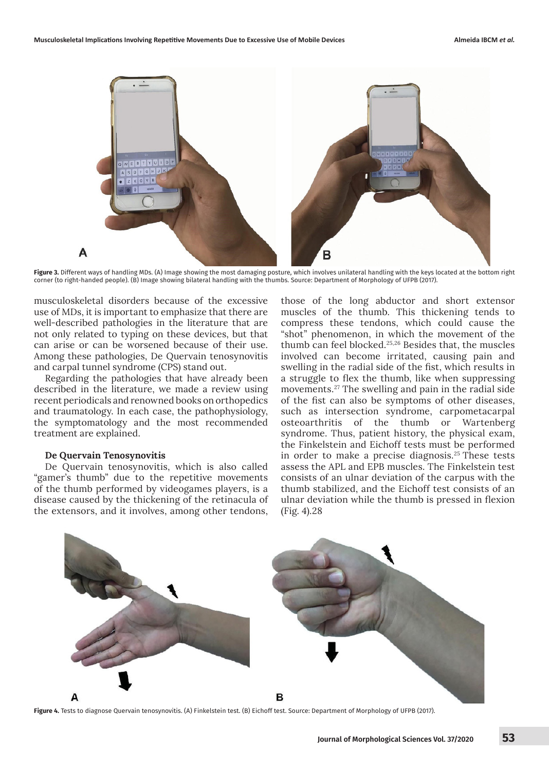**Figure 3.** Different ways of handling MDs. (A) Image showing the most damaging posture, which involves unilateral handling with the keys located at the bottom right corner (to right-handed people). (B) Image showing bilateral handling with the thumbs. Source: Department of Morphology of UFPB (2017).

musculoskeletal disorders because of the excessive use of MDs, it is important to emphasize that there are well-described pathologies in the literature that are not only related to typing on these devices, but that can arise or can be worsened because of their use. Among these pathologies, De Quervain tenosynovitis and carpal tunnel syndrome (CPS) stand out.

Regarding the pathologies that have already been described in the literature, we made a review using recent periodicals and renowned books on orthopedics and traumatology. In each case, the pathophysiology, the symptomatology and the most recommended treatment are explained.

#### De Quervain Tenosynovitis

De Quervain tenosynovitis, which is also called "gamer's thumb" due to the repetitive movements of the thumb performed by videogames players, is a disease caused by the thickening of the retinacula of the extensors, and it involves, among other tendons, those of the long abductor and short extensor muscles of the thumb. This thickening tends to compress these tendons, which could cause the "shot" phenomenon, in which the movement of the thumb can feel blocked.[25,26] Besides that, the muscles involved can become irritated, causing pain and swelling in the radial side of the fist, which results in a struggle to flex the thumb, like when suppressing movements.[27] The swelling and pain in the radial side of the fist can also be symptoms of other diseases, such as intersection syndrome, carpometacarpal osteoarthritis of the thumb or Wartenberg syndrome. Thus, patient history, the physical exam, the Finkelstein and Eichoff tests must be performed in order to make a precise diagnosis.[25] These tests assess the APL and EPB muscles. The Finkelstein test consists of an ulnar deviation of the carpus with the thumb stabilized, and the Eichoff test consists of an ulnar deviation while the thumb is pressed in flexion (Fig. 4).28

**Figure 4.** Tests to diagnose Quervain tenosynovitis. (A) Finkelstein test. (B) Eichoff test. Source: Department of Morphology of UFPB (2017).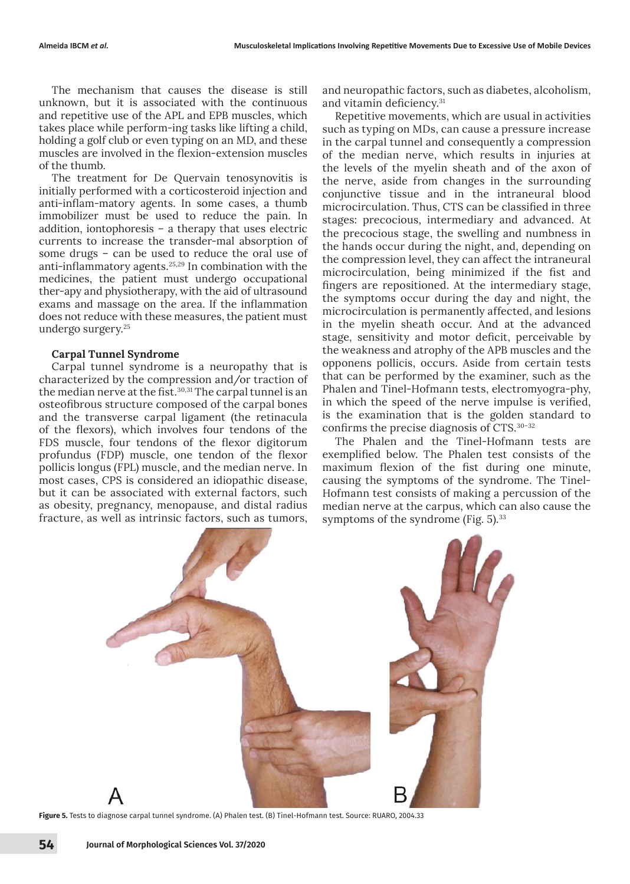The mechanism that causes the disease is still unknown, but it is associated with the continuous and repetitive use of the APL and EPB muscles, which takes place while perform-ing tasks like lifting a child, holding a golf club or even typing on an MD, and these muscles are involved in the flexion-extension muscles of the thumb.

The treatment for De Quervain tenosynovitis is initially performed with a corticosteroid injection and anti-inflam-matory agents. In some cases, a thumb immobilizer must be used to reduce the pain. In addition, iontophoresis – a therapy that uses electric currents to increase the transder-mal absorption of some drugs – can be used to reduce the oral use of anti-inflammatory agents.[25,29] In combination with the medicines, the patient must undergo occupational ther-apy and physiotherapy, with the aid of ultrasound exams and massage on the area. If the inflammation does not reduce with these measures, the patient must undergo surgery.[25]

**Carpal Tunnel Syndrome**

Carpal tunnel syndrome is a neuropathy that is characterized by the compression and/or traction of the median nerve at the fist.[30,31] The carpal tunnel is an osteofibrous structure composed of the carpal bones and the transverse carpal ligament (the retinacula of the flexors), which involves four tendons of the FDS muscle, four tendons of the flexor digitorum profundus (FDP) muscle, one tendon of the flexor pollicis longus (FPL) muscle, and the median nerve. In most cases, CPS is considered an idiopathic disease, but it can be associated with external factors, such as obesity, pregnancy, menopause, and distal radius fracture, as well as intrinsic factors, such as tumors, and neuropathic factors, such as diabetes, alcoholism, and vitamin deficiency.[31]

Repetitive movements, which are usual in activities such as typing on MDs, can cause a pressure increase in the carpal tunnel and consequently a compression of the median nerve, which results in injuries at the levels of the myelin sheath and of the axon of the nerve, aside from changes in the surrounding conjunctive tissue and in the intraneural blood microcirculation. Thus, CTS can be classified in three stages: precocious, intermediary and advanced. At the precocious stage, the swelling and numbness in the hands occur during the night, and, depending on the compression level, they can affect the intraneural microcirculation, being minimized if the fist and fingers are repositioned. At the intermediary stage, the symptoms occur during the day and night, the microcirculation is permanently affected, and lesions in the myelin sheath occur. And at the advanced stage, sensitivity and motor deficit, perceivable by the weakness and atrophy of the APB muscles and the opponens pollicis, occurs. Aside from certain tests that can be performed by the examiner, such as the Phalen and Tinel-Hofmann tests, electromyogra-phy, in which the speed of the nerve impulse is verified, is the examination that is the golden standard to confirms the precise diagnosis of CTS.[30-32]

The Phalen and the Tinel-Hofmann tests are exemplified below. The Phalen test consists of the maximum flexion of the fist during one minute, causing the symptoms of the syndrome. The Tinel-Hofmann test consists of making a percussion of the median nerve at the carpus, which can also cause the symptoms of the syndrome (Fig. 5).[33]

**Figure 5.** Tests to diagnose carpal tunnel syndrome. (A) Phalen test. (B) Tinel-Hofmann test. Source: RUARO, 2004.33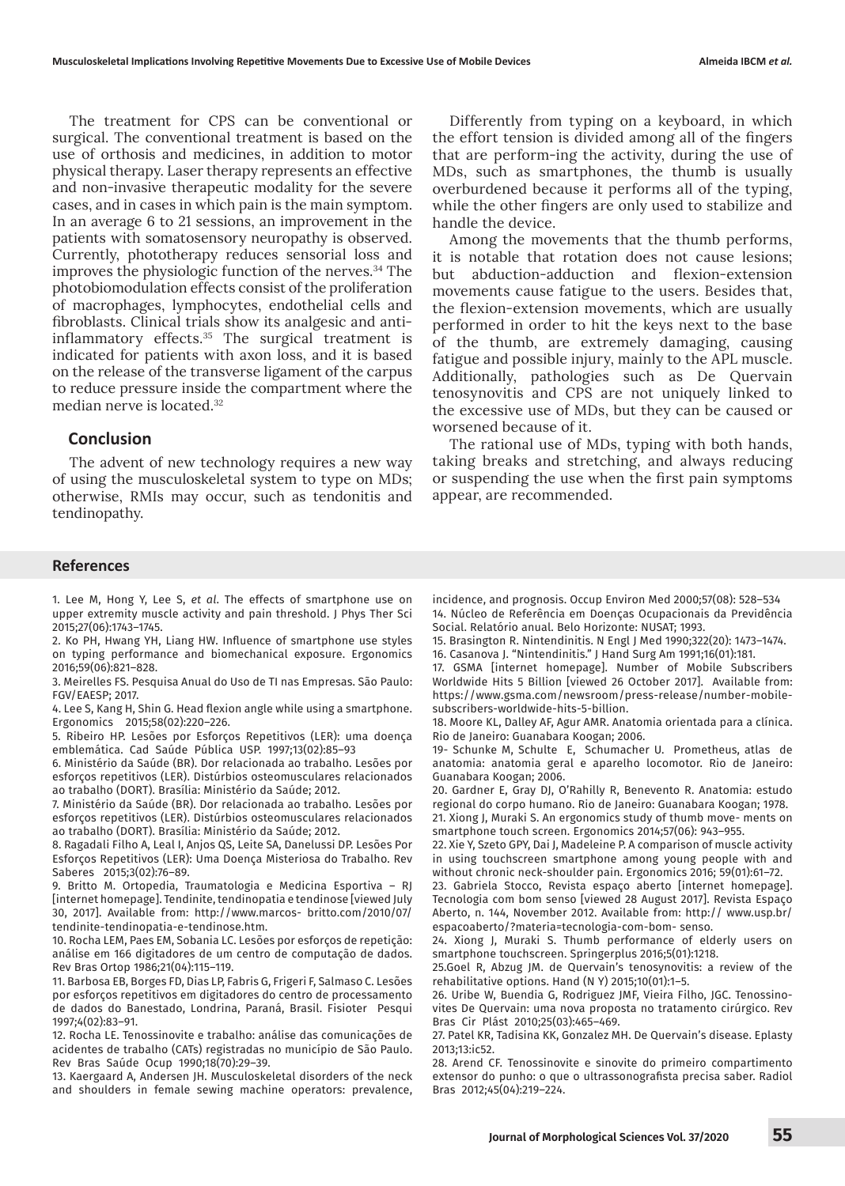The treatment for CPS can be conventional or surgical. The conventional treatment is based on the use of orthosis and medicines, in addition to motor physical therapy. Laser therapy represents an effective and non-invasive therapeutic modality for the severe cases, and in cases in which pain is the main symptom. In an average 6 to 21 sessions, an improvement in the patients with somatosensory neuropathy is observed. Currently, phototherapy reduces sensorial loss and improves the physiologic function of the nerves.[34] The photobiomodulation effects consist of the proliferation of macrophages, lymphocytes, endothelial cells and fibroblasts. Clinical trials show its analgesic and anti-inflammatory effects.[35] The surgical treatment is indicated for patients with axon loss, and it is based on the release of the transverse ligament of the carpus to reduce pressure inside the compartment where the median nerve is located.[32]

## Conclusion

The advent of new technology requires a new way of using the musculoskeletal system to type on MDs; otherwise, RMIs may occur, such as tendonitis and tendinopathy.

Differently from typing on a keyboard, in which the effort tension is divided among all of the fingers that are perform-ing the activity, during the use of MDs, such as smartphones, the thumb is usually overburdened because it performs all of the typing, while the other fingers are only used to stabilize and handle the device.

Among the movements that the thumb performs, it is notable that rotation does not cause lesions; but abduction-adduction and flexion-extension movements cause fatigue to the users. Besides that, the flexion-extension movements, which are usually performed in order to hit the keys next to the base of the thumb, are extremely damaging, causing fatigue and possible injury, mainly to the APL muscle. Additionally, pathologies such as De Quervain tenosynovitis and CPS are not uniquely linked to the excessive use of MDs, but they can be caused or worsened because of it.

The rational use of MDs, typing with both hands, taking breaks and stretching, and always reducing or suspending the use when the first pain symptoms appear, are recommended.

## References

1. Lee M, Hong Y, Lee S, *et al*. The effects of smartphone use on upper extremity muscle activity and pain threshold. J Phys Ther Sci 2015;27(06):1743–1745.
2. Ko PH, Hwang YH, Liang HW. Influence of smartphone use styles on typing performance and biomechanical exposure. Ergonomics 2016;59(06):821–828.
3. Meirelles FS. Pesquisa Anual do Uso de TI nas Empresas. São Paulo: FGV/EAESP; 2017.
4. Lee S, Kang H, Shin G. Head flexion angle while using a smartphone. Ergonomics 2015;58(02):220–226.
5. Ribeiro HP. Lesões por Esforços Repetitivos (LER): uma doença emblemática. Cad Saúde Pública USP. 1997;13(02):85–93
6. Ministério da Saúde (BR). Dor relacionada ao trabalho. Lesões por esforços repetitivos (LER). Distúrbios osteomusculares relacionados ao trabalho (DORT). Brasília: Ministério da Saúde; 2012.
7. Ministério da Saúde (BR). Dor relacionada ao trabalho. Lesões por esforços repetitivos (LER). Distúrbios osteomusculares relacionados ao trabalho (DORT). Brasília: Ministério da Saúde; 2012.
8. Ragadali Filho A, Leal I, Anjos QS, Leite SA, Danelussi DP. Lesões Por Esforços Repetitivos (LER): Uma Doença Misteriosa do Trabalho. Rev Saberes 2015;3(02):76–89.
9. Britto M. Ortopedia, Traumatologia e Medicina Esportiva – RJ [internet homepage]. Tendinite, tendinopatia e tendinose [viewed July 30, 2017]. Available from: http://www.marcos- britto.com/2010/07/tendinite-tendinopatia-e-tendinose.htm.
10. Rocha LEM, Paes EM, Sobania LC. Lesões por esforços de repetição: análise em 166 digitadores de um centro de computação de dados. Rev Bras Ortop 1986;21(04):115–119.
11. Barbosa EB, Borges FD, Dias LP, Fabris G, Frigeri F, Salmaso C. Lesões por esforços repetitivos em digitadores do centro de processamento de dados do Banestado, Londrina, Paraná, Brasil. Fisioter Pesqui 1997;4(02):83–91.
12. Rocha LE. Tenossinovite e trabalho: análise das comunicações de acidentes de trabalho (CATs) registradas no município de São Paulo. Rev Bras Saúde Ocup 1990;18(70):29–39.
13. Kaergaard A, Andersen JH. Musculoskeletal disorders of the neck and shoulders in female sewing machine operators: prevalence, incidence, and prognosis. Occup Environ Med 2000;57(08): 528–534
14. Núcleo de Referência em Doenças Ocupacionais da Previdência Social. Relatório anual. Belo Horizonte: NUSAT; 1993.
15. Brasington R. Nintendinitis. N Engl J Med 1990;322(20): 1473–1474.
16. Casanova J. "Nintendinitis." J Hand Surg Am 1991;16(01):181.
17. GSMA [internet homepage]. Number of Mobile Subscribers Worldwide Hits 5 Billion [viewed 26 October 2017]. Available from: https://www.gsma.com/newsroom/press-release/number-mobile-subscribers-worldwide-hits-5-billion.
18. Moore KL, Dalley AF, Agur AMR. Anatomia orientada para a clínica. Rio de Janeiro: Guanabara Koogan; 2006.
19- Schunke M, Schulte E, Schumacher U. Prometheus, atlas de anatomia: anatomia geral e aparelho locomotor. Rio de Janeiro: Guanabara Koogan; 2006.
20. Gardner E, Gray DJ, O'Rahilly R, Benevento R. Anatomia: estudo regional do corpo humano. Rio de Janeiro: Guanabara Koogan; 1978.
21. Xiong J, Muraki S. An ergonomics study of thumb move- ments on smartphone touch screen. Ergonomics 2014;57(06): 943–955.
22. Xie Y, Szeto GPY, Dai J, Madeleine P. A comparison of muscle activity in using touchscreen smartphone among young people with and without chronic neck-shoulder pain. Ergonomics 2016; 59(01):61–72.
23. Gabriela Stocco, Revista espaço aberto [internet homepage]. Tecnologia com bom senso [viewed 28 August 2017]. Revista Espaço Aberto, n. 144, November 2012. Available from: http:// www.usp.br/espacoaberto/?materia=tecnologia-com-bom- senso.
24. Xiong J, Muraki S. Thumb performance of elderly users on smartphone touchscreen. Springerplus 2016;5(01):1218.
25.Goel R, Abzug JM. de Quervain's tenosynovitis: a review of the rehabilitative options. Hand (N Y) 2015;10(01):1–5.
26. Uribe W, Buendia G, Rodriguez JMF, Vieira Filho, JGC. Tenossinovites De Quervain: uma nova proposta no tratamento cirúrgico. Rev Bras Cir Plást 2010;25(03):465–469.
27. Patel KR, Tadisina KK, Gonzalez MH. De Quervain's disease. Eplasty 2013;13:ic52.
28. Arend CF. Tenossinovite e sinovite do primeiro compartimento extensor do punho: o que o ultrassonografista precisa saber. Radiol Bras 2012;45(04):219–224.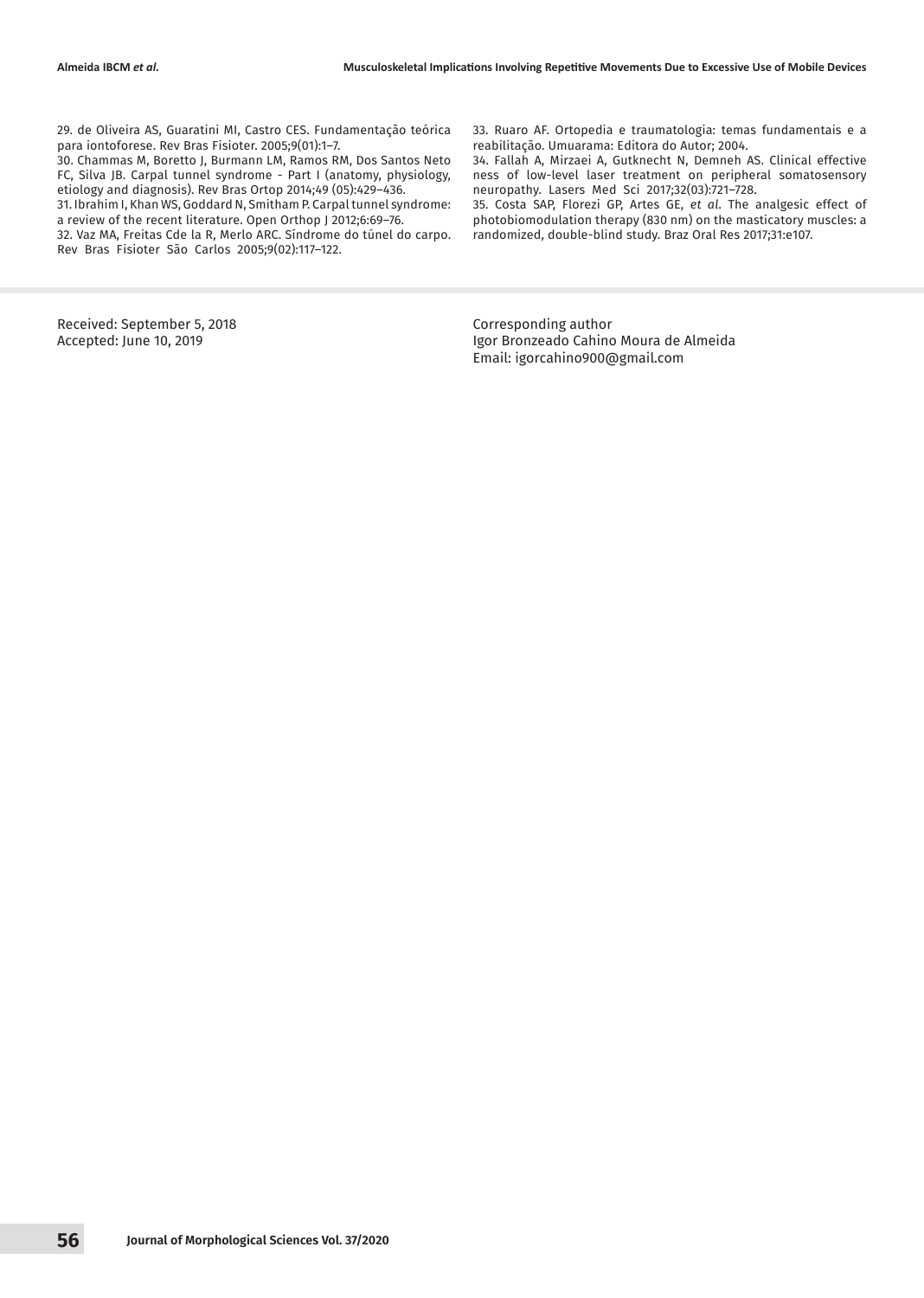29. de Oliveira AS, Guaratini MI, Castro CES. Fundamentação teórica para iontoforese. Rev Bras Fisioter. 2005;9(01):1–7.

30. Chammas M, Boretto J, Burmann LM, Ramos RM, Dos Santos Neto FC, Silva JB. Carpal tunnel syndrome - Part I (anatomy, physiology, etiology and diagnosis). Rev Bras Ortop 2014;49 (05):429–436.

31. Ibrahim I, Khan WS, Goddard N, Smitham P. Carpal tunnel syndrome: a review of the recent literature. Open Orthop J 2012;6:69–76.

32. Vaz MA, Freitas Cde la R, Merlo ARC. Síndrome do túnel do carpo. Rev Bras Fisioter São Carlos 2005;9(02):117–122.

33. Ruaro AF. Ortopedia e traumatologia: temas fundamentais e a reabilitação. Umuarama: Editora do Autor; 2004.

34. Fallah A, Mirzaei A, Gutknecht N, Demneh AS. Clinical effective ness of low-level laser treatment on peripheral somatosensory neuropathy. Lasers Med Sci 2017;32(03):721–728.

35. Costa SAP, Florezi GP, Artes GE, *et al*. The analgesic effect of photobiomodulation therapy (830 nm) on the masticatory muscles: a randomized, double-blind study. Braz Oral Res 2017;31:e107.

Received: September 5, 2018
Accepted: June 10, 2019

Corresponding author
Igor Bronzeado Cahino Moura de Almeida
Email: igorcahino900@gmail.com